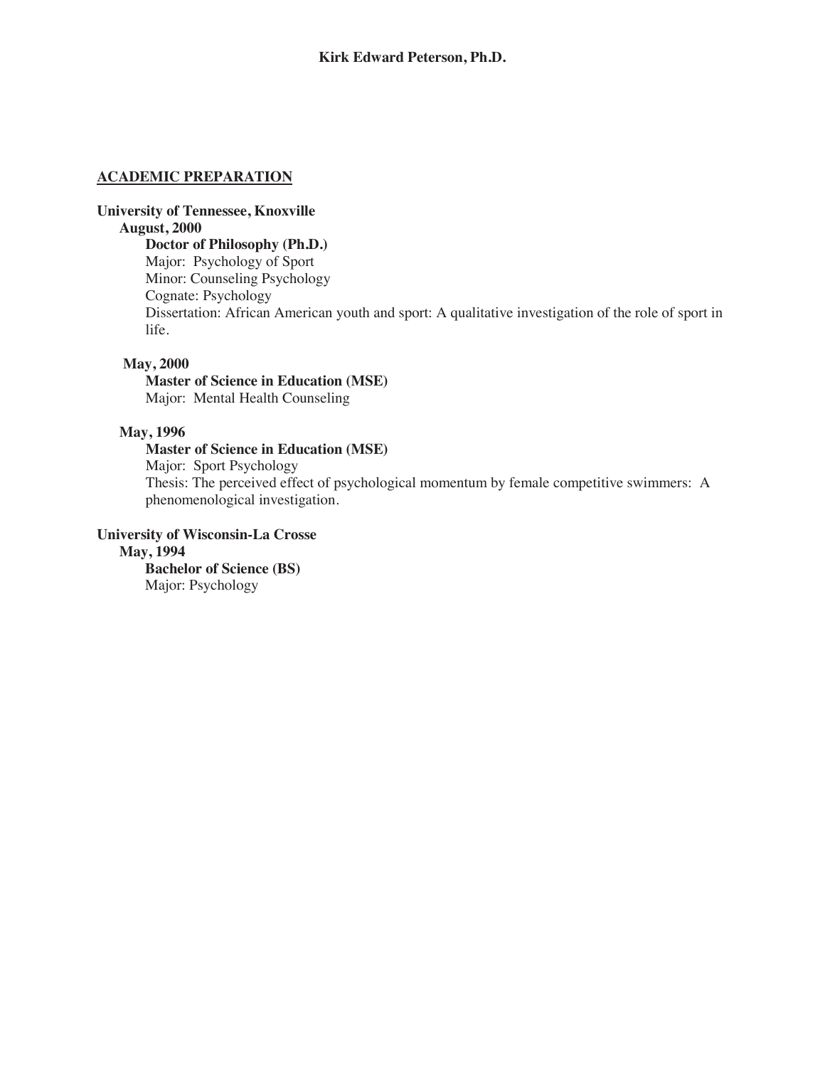# Kirk Edward Peterson, Ph.D.

## ACADEMIC PREPARATION

**University of Tennessee, Knoxville**

**August, 2000**

**Doctor of Philosophy (Ph.D.)**
Major: Psychology of Sport
Minor: Counseling Psychology
Cognate: Psychology
Dissertation: African American youth and sport: A qualitative investigation of the role of sport in life.

**May, 2000**

**Master of Science in Education (MSE)**
Major: Mental Health Counseling

**May, 1996**

**Master of Science in Education (MSE)**
Major: Sport Psychology
Thesis: The perceived effect of psychological momentum by female competitive swimmers: A phenomenological investigation.

**University of Wisconsin-La Crosse**

**May, 1994**

**Bachelor of Science (BS)**
Major: Psychology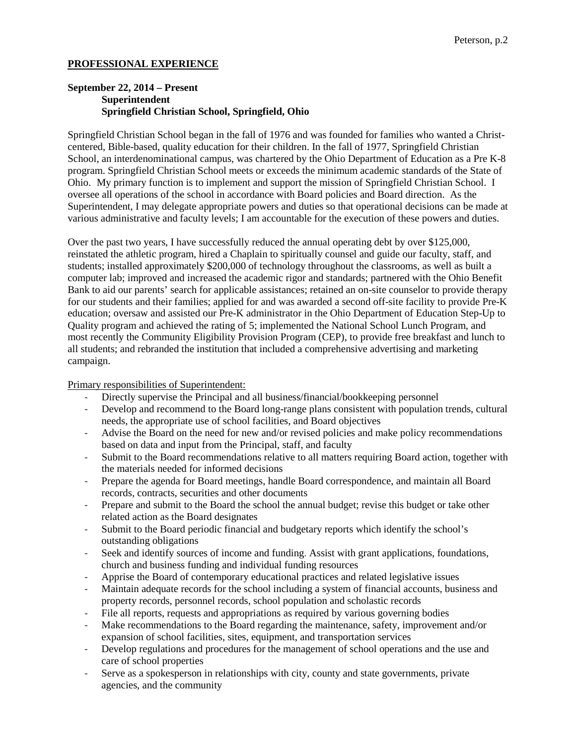## PROFESSIONAL EXPERIENCE

**September 22, 2014 – Present**
**Superintendent**
**Springfield Christian School, Springfield, Ohio**

Springfield Christian School began in the fall of 1976 and was founded for families who wanted a Christ-centered, Bible-based, quality education for their children. In the fall of 1977, Springfield Christian School, an interdenominational campus, was chartered by the Ohio Department of Education as a Pre K-8 program. Springfield Christian School meets or exceeds the minimum academic standards of the State of Ohio. My primary function is to implement and support the mission of Springfield Christian School. I oversee all operations of the school in accordance with Board policies and Board direction. As the Superintendent, I may delegate appropriate powers and duties so that operational decisions can be made at various administrative and faculty levels; I am accountable for the execution of these powers and duties.

Over the past two years, I have successfully reduced the annual operating debt by over $125,000, reinstated the athletic program, hired a Chaplain to spiritually counsel and guide our faculty, staff, and students; installed approximately $200,000 of technology throughout the classrooms, as well as built a computer lab; improved and increased the academic rigor and standards; partnered with the Ohio Benefit Bank to aid our parents' search for applicable assistances; retained an on-site counselor to provide therapy for our students and their families; applied for and was awarded a second off-site facility to provide Pre-K education; oversaw and assisted our Pre-K administrator in the Ohio Department of Education Step-Up to Quality program and achieved the rating of 5; implemented the National School Lunch Program, and most recently the Community Eligibility Provision Program (CEP), to provide free breakfast and lunch to all students; and rebranded the institution that included a comprehensive advertising and marketing campaign.

Primary responsibilities of Superintendent:

- Directly supervise the Principal and all business/financial/bookkeeping personnel
- Develop and recommend to the Board long-range plans consistent with population trends, cultural needs, the appropriate use of school facilities, and Board objectives
- Advise the Board on the need for new and/or revised policies and make policy recommendations based on data and input from the Principal, staff, and faculty
- Submit to the Board recommendations relative to all matters requiring Board action, together with the materials needed for informed decisions
- Prepare the agenda for Board meetings, handle Board correspondence, and maintain all Board records, contracts, securities and other documents
- Prepare and submit to the Board the school the annual budget; revise this budget or take other related action as the Board designates
- Submit to the Board periodic financial and budgetary reports which identify the school's outstanding obligations
- Seek and identify sources of income and funding. Assist with grant applications, foundations, church and business funding and individual funding resources
- Apprise the Board of contemporary educational practices and related legislative issues
- Maintain adequate records for the school including a system of financial accounts, business and property records, personnel records, school population and scholastic records
- File all reports, requests and appropriations as required by various governing bodies
- Make recommendations to the Board regarding the maintenance, safety, improvement and/or expansion of school facilities, sites, equipment, and transportation services
- Develop regulations and procedures for the management of school operations and the use and care of school properties
- Serve as a spokesperson in relationships with city, county and state governments, private agencies, and the community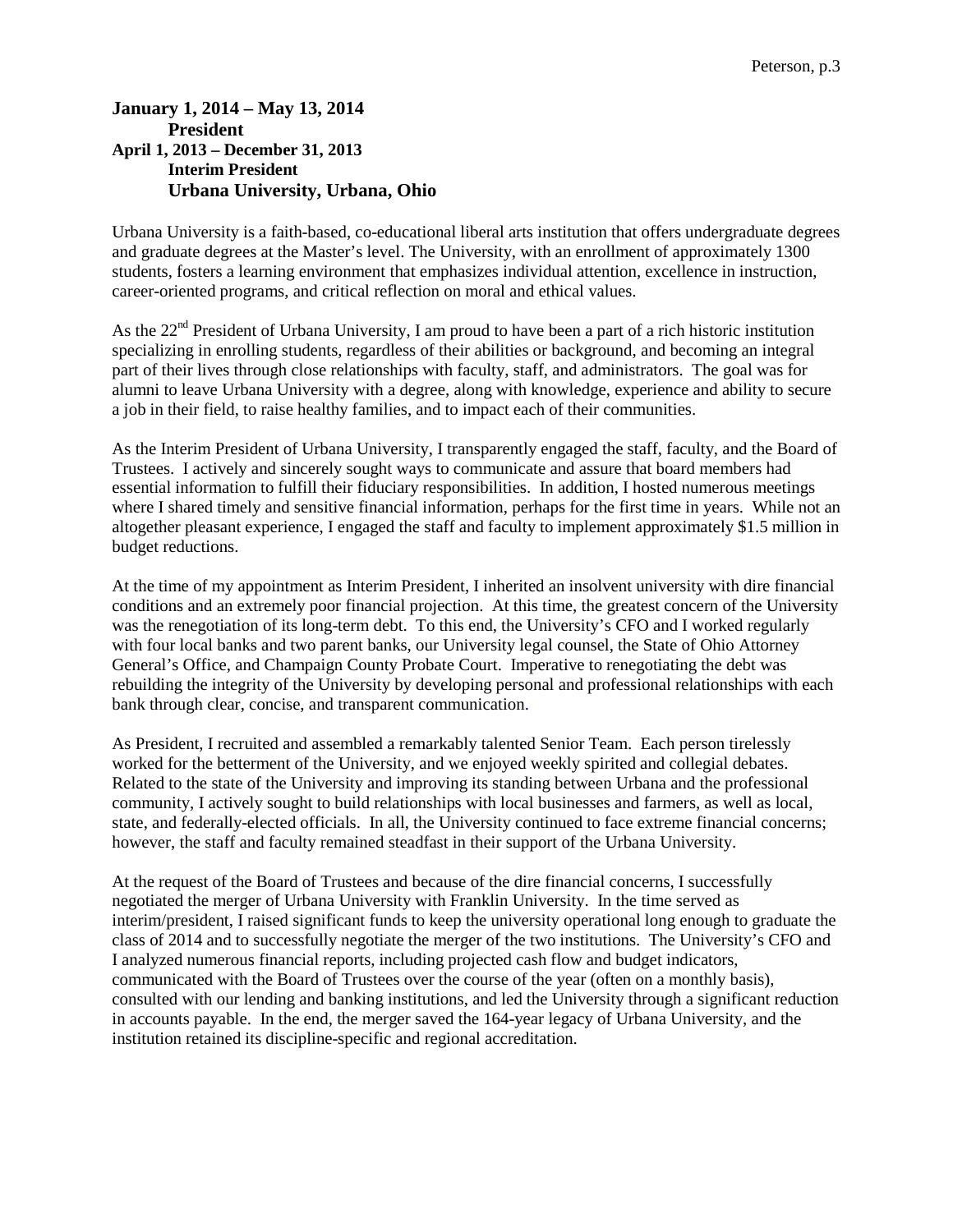**January 1, 2014 – May 13, 2014**
**President**
**April 1, 2013 – December 31, 2013**
**Interim President**
**Urbana University, Urbana, Ohio**

Urbana University is a faith-based, co-educational liberal arts institution that offers undergraduate degrees and graduate degrees at the Master's level. The University, with an enrollment of approximately 1300 students, fosters a learning environment that emphasizes individual attention, excellence in instruction, career-oriented programs, and critical reflection on moral and ethical values.

As the 22nd President of Urbana University, I am proud to have been a part of a rich historic institution specializing in enrolling students, regardless of their abilities or background, and becoming an integral part of their lives through close relationships with faculty, staff, and administrators. The goal was for alumni to leave Urbana University with a degree, along with knowledge, experience and ability to secure a job in their field, to raise healthy families, and to impact each of their communities.

As the Interim President of Urbana University, I transparently engaged the staff, faculty, and the Board of Trustees. I actively and sincerely sought ways to communicate and assure that board members had essential information to fulfill their fiduciary responsibilities. In addition, I hosted numerous meetings where I shared timely and sensitive financial information, perhaps for the first time in years. While not an altogether pleasant experience, I engaged the staff and faculty to implement approximately $1.5 million in budget reductions.

At the time of my appointment as Interim President, I inherited an insolvent university with dire financial conditions and an extremely poor financial projection. At this time, the greatest concern of the University was the renegotiation of its long-term debt. To this end, the University's CFO and I worked regularly with four local banks and two parent banks, our University legal counsel, the State of Ohio Attorney General's Office, and Champaign County Probate Court. Imperative to renegotiating the debt was rebuilding the integrity of the University by developing personal and professional relationships with each bank through clear, concise, and transparent communication.

As President, I recruited and assembled a remarkably talented Senior Team. Each person tirelessly worked for the betterment of the University, and we enjoyed weekly spirited and collegial debates. Related to the state of the University and improving its standing between Urbana and the professional community, I actively sought to build relationships with local businesses and farmers, as well as local, state, and federally-elected officials. In all, the University continued to face extreme financial concerns; however, the staff and faculty remained steadfast in their support of the Urbana University.

At the request of the Board of Trustees and because of the dire financial concerns, I successfully negotiated the merger of Urbana University with Franklin University. In the time served as interim/president, I raised significant funds to keep the university operational long enough to graduate the class of 2014 and to successfully negotiate the merger of the two institutions. The University's CFO and I analyzed numerous financial reports, including projected cash flow and budget indicators, communicated with the Board of Trustees over the course of the year (often on a monthly basis), consulted with our lending and banking institutions, and led the University through a significant reduction in accounts payable. In the end, the merger saved the 164-year legacy of Urbana University, and the institution retained its discipline-specific and regional accreditation.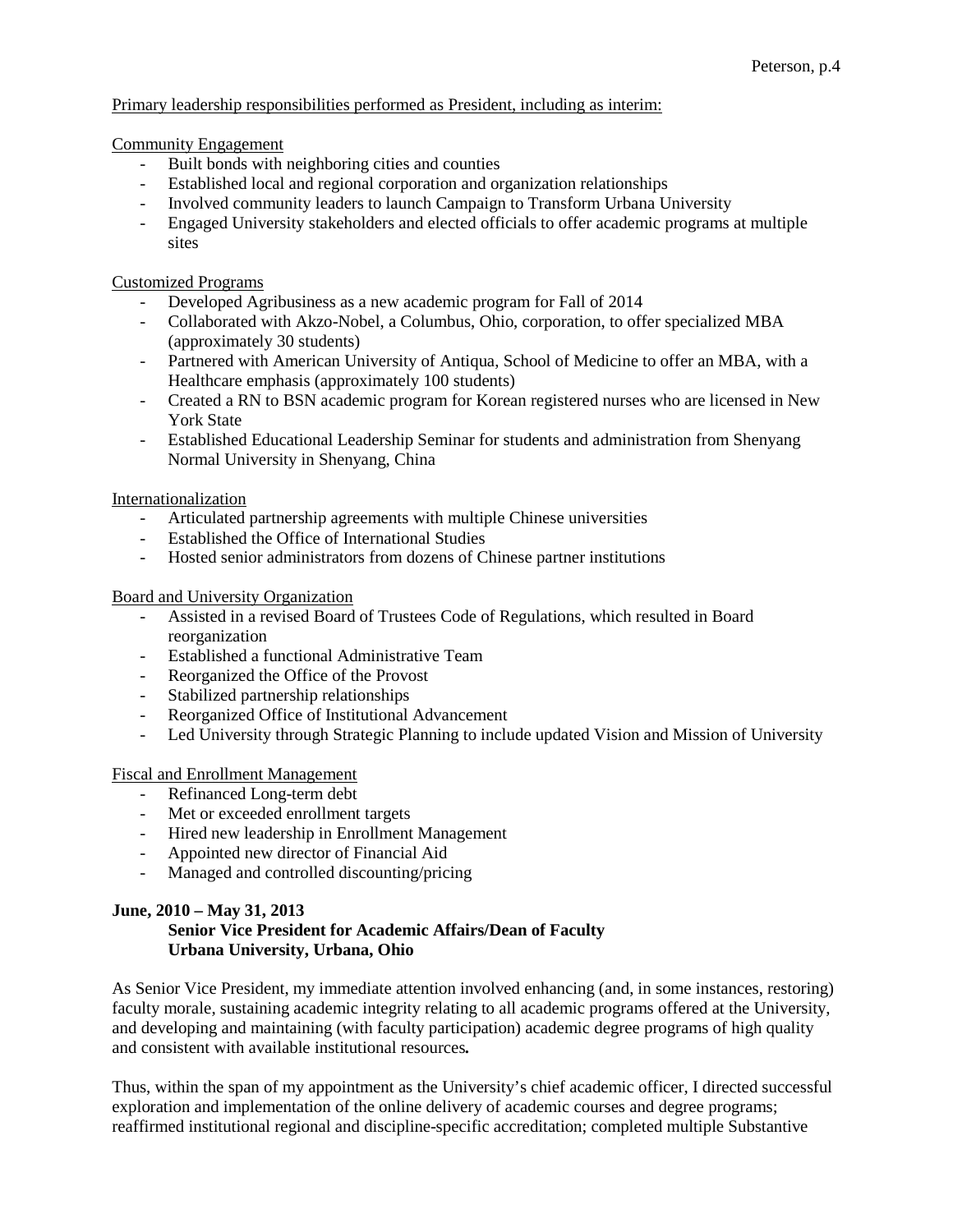Primary leadership responsibilities performed as President, including as interim:

Community Engagement

- Built bonds with neighboring cities and counties
- Established local and regional corporation and organization relationships
- Involved community leaders to launch Campaign to Transform Urbana University
- Engaged University stakeholders and elected officials to offer academic programs at multiple sites

Customized Programs

- Developed Agribusiness as a new academic program for Fall of 2014
- Collaborated with Akzo-Nobel, a Columbus, Ohio, corporation, to offer specialized MBA (approximately 30 students)
- Partnered with American University of Antiqua, School of Medicine to offer an MBA, with a Healthcare emphasis (approximately 100 students)
- Created a RN to BSN academic program for Korean registered nurses who are licensed in New York State
- Established Educational Leadership Seminar for students and administration from Shenyang Normal University in Shenyang, China

Internationalization

- Articulated partnership agreements with multiple Chinese universities
- Established the Office of International Studies
- Hosted senior administrators from dozens of Chinese partner institutions

Board and University Organization

- Assisted in a revised Board of Trustees Code of Regulations, which resulted in Board reorganization
- Established a functional Administrative Team
- Reorganized the Office of the Provost
- Stabilized partnership relationships
- Reorganized Office of Institutional Advancement
- Led University through Strategic Planning to include updated Vision and Mission of University

Fiscal and Enrollment Management

- Refinanced Long-term debt
- Met or exceeded enrollment targets
- Hired new leadership in Enrollment Management
- Appointed new director of Financial Aid
- Managed and controlled discounting/pricing

**June, 2010 – May 31, 2013**
**Senior Vice President for Academic Affairs/Dean of Faculty**
**Urbana University, Urbana, Ohio**

As Senior Vice President, my immediate attention involved enhancing (and, in some instances, restoring) faculty morale, sustaining academic integrity relating to all academic programs offered at the University, and developing and maintaining (with faculty participation) academic degree programs of high quality and consistent with available institutional resources**.**

Thus, within the span of my appointment as the University's chief academic officer, I directed successful exploration and implementation of the online delivery of academic courses and degree programs; reaffirmed institutional regional and discipline-specific accreditation; completed multiple Substantive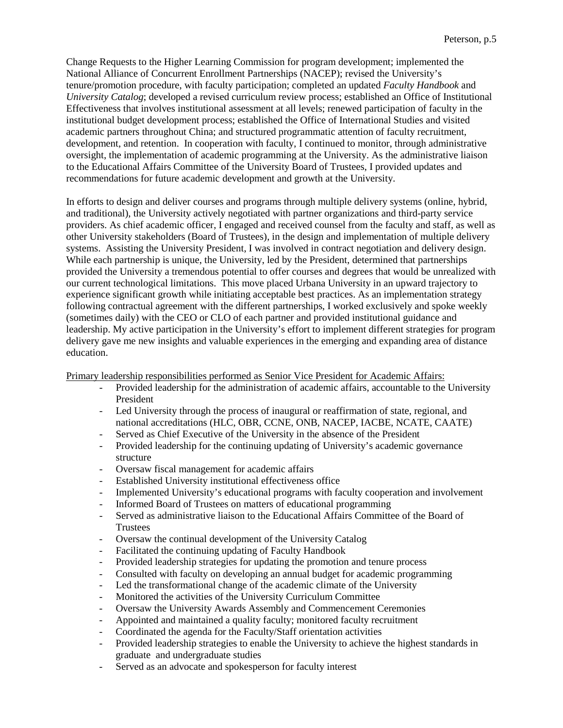Change Requests to the Higher Learning Commission for program development; implemented the National Alliance of Concurrent Enrollment Partnerships (NACEP); revised the University's tenure/promotion procedure, with faculty participation; completed an updated *Faculty Handbook* and *University Catalog*; developed a revised curriculum review process; established an Office of Institutional Effectiveness that involves institutional assessment at all levels; renewed participation of faculty in the institutional budget development process; established the Office of International Studies and visited academic partners throughout China; and structured programmatic attention of faculty recruitment, development, and retention. In cooperation with faculty, I continued to monitor, through administrative oversight, the implementation of academic programming at the University. As the administrative liaison to the Educational Affairs Committee of the University Board of Trustees, I provided updates and recommendations for future academic development and growth at the University.

In efforts to design and deliver courses and programs through multiple delivery systems (online, hybrid, and traditional), the University actively negotiated with partner organizations and third-party service providers. As chief academic officer, I engaged and received counsel from the faculty and staff, as well as other University stakeholders (Board of Trustees), in the design and implementation of multiple delivery systems. Assisting the University President, I was involved in contract negotiation and delivery design. While each partnership is unique, the University, led by the President, determined that partnerships provided the University a tremendous potential to offer courses and degrees that would be unrealized with our current technological limitations. This move placed Urbana University in an upward trajectory to experience significant growth while initiating acceptable best practices. As an implementation strategy following contractual agreement with the different partnerships, I worked exclusively and spoke weekly (sometimes daily) with the CEO or CLO of each partner and provided institutional guidance and leadership. My active participation in the University's effort to implement different strategies for program delivery gave me new insights and valuable experiences in the emerging and expanding area of distance education.

<u>Primary leadership responsibilities performed as Senior Vice President for Academic Affairs:</u>

- Provided leadership for the administration of academic affairs, accountable to the University President
- Led University through the process of inaugural or reaffirmation of state, regional, and national accreditations (HLC, OBR, CCNE, ONB, NACEP, IACBE, NCATE, CAATE)
- Served as Chief Executive of the University in the absence of the President
- Provided leadership for the continuing updating of University's academic governance structure
- Oversaw fiscal management for academic affairs
- Established University institutional effectiveness office
- Implemented University's educational programs with faculty cooperation and involvement
- Informed Board of Trustees on matters of educational programming
- Served as administrative liaison to the Educational Affairs Committee of the Board of Trustees
- Oversaw the continual development of the University Catalog
- Facilitated the continuing updating of Faculty Handbook
- Provided leadership strategies for updating the promotion and tenure process
- Consulted with faculty on developing an annual budget for academic programming
- Led the transformational change of the academic climate of the University
- Monitored the activities of the University Curriculum Committee
- Oversaw the University Awards Assembly and Commencement Ceremonies
- Appointed and maintained a quality faculty; monitored faculty recruitment
- Coordinated the agenda for the Faculty/Staff orientation activities
- Provided leadership strategies to enable the University to achieve the highest standards in graduate and undergraduate studies
- Served as an advocate and spokesperson for faculty interest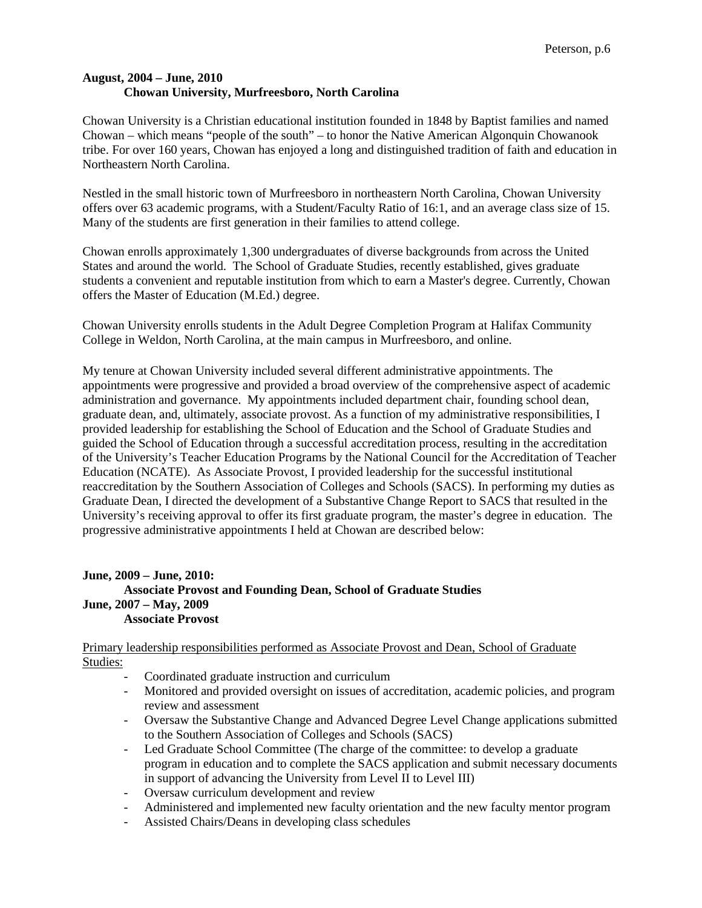**August, 2004 – June, 2010**
**Chowan University, Murfreesboro, North Carolina**

Chowan University is a Christian educational institution founded in 1848 by Baptist families and named Chowan – which means "people of the south" – to honor the Native American Algonquin Chowanook tribe. For over 160 years, Chowan has enjoyed a long and distinguished tradition of faith and education in Northeastern North Carolina.

Nestled in the small historic town of Murfreesboro in northeastern North Carolina, Chowan University offers over 63 academic programs, with a Student/Faculty Ratio of 16:1, and an average class size of 15. Many of the students are first generation in their families to attend college.

Chowan enrolls approximately 1,300 undergraduates of diverse backgrounds from across the United States and around the world. The School of Graduate Studies, recently established, gives graduate students a convenient and reputable institution from which to earn a Master's degree. Currently, Chowan offers the Master of Education (M.Ed.) degree.

Chowan University enrolls students in the Adult Degree Completion Program at Halifax Community College in Weldon, North Carolina, at the main campus in Murfreesboro, and online.

My tenure at Chowan University included several different administrative appointments. The appointments were progressive and provided a broad overview of the comprehensive aspect of academic administration and governance. My appointments included department chair, founding school dean, graduate dean, and, ultimately, associate provost. As a function of my administrative responsibilities, I provided leadership for establishing the School of Education and the School of Graduate Studies and guided the School of Education through a successful accreditation process, resulting in the accreditation of the University's Teacher Education Programs by the National Council for the Accreditation of Teacher Education (NCATE). As Associate Provost, I provided leadership for the successful institutional reaccreditation by the Southern Association of Colleges and Schools (SACS). In performing my duties as Graduate Dean, I directed the development of a Substantive Change Report to SACS that resulted in the University's receiving approval to offer its first graduate program, the master's degree in education. The progressive administrative appointments I held at Chowan are described below:

**June, 2009 – June, 2010:**
**Associate Provost and Founding Dean, School of Graduate Studies**
**June, 2007 – May, 2009**
**Associate Provost**

Primary leadership responsibilities performed as Associate Provost and Dean, School of Graduate Studies:

- Coordinated graduate instruction and curriculum
- Monitored and provided oversight on issues of accreditation, academic policies, and program review and assessment
- Oversaw the Substantive Change and Advanced Degree Level Change applications submitted to the Southern Association of Colleges and Schools (SACS)
- Led Graduate School Committee (The charge of the committee: to develop a graduate program in education and to complete the SACS application and submit necessary documents in support of advancing the University from Level II to Level III)
- Oversaw curriculum development and review
- Administered and implemented new faculty orientation and the new faculty mentor program
- Assisted Chairs/Deans in developing class schedules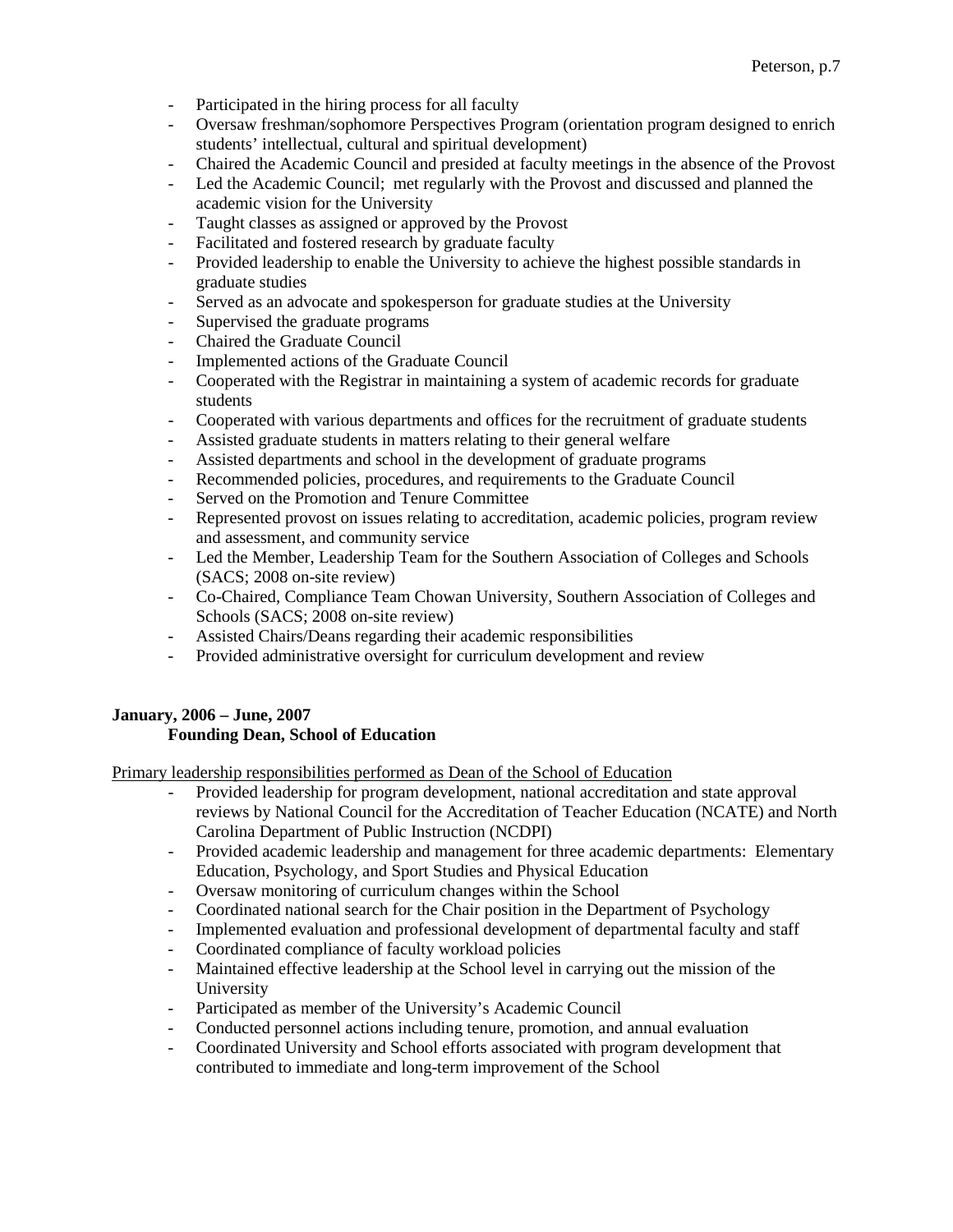- Participated in the hiring process for all faculty
- Oversaw freshman/sophomore Perspectives Program (orientation program designed to enrich students' intellectual, cultural and spiritual development)
- Chaired the Academic Council and presided at faculty meetings in the absence of the Provost
- Led the Academic Council; met regularly with the Provost and discussed and planned the academic vision for the University
- Taught classes as assigned or approved by the Provost
- Facilitated and fostered research by graduate faculty
- Provided leadership to enable the University to achieve the highest possible standards in graduate studies
- Served as an advocate and spokesperson for graduate studies at the University
- Supervised the graduate programs
- Chaired the Graduate Council
- Implemented actions of the Graduate Council
- Cooperated with the Registrar in maintaining a system of academic records for graduate students
- Cooperated with various departments and offices for the recruitment of graduate students
- Assisted graduate students in matters relating to their general welfare
- Assisted departments and school in the development of graduate programs
- Recommended policies, procedures, and requirements to the Graduate Council
- Served on the Promotion and Tenure Committee
- Represented provost on issues relating to accreditation, academic policies, program review and assessment, and community service
- Led the Member, Leadership Team for the Southern Association of Colleges and Schools (SACS; 2008 on-site review)
- Co-Chaired, Compliance Team Chowan University, Southern Association of Colleges and Schools (SACS; 2008 on-site review)
- Assisted Chairs/Deans regarding their academic responsibilities
- Provided administrative oversight for curriculum development and review

**January, 2006 – June, 2007**
**Founding Dean, School of Education**

<u>Primary leadership responsibilities performed as Dean of the School of Education</u>

- Provided leadership for program development, national accreditation and state approval reviews by National Council for the Accreditation of Teacher Education (NCATE) and North Carolina Department of Public Instruction (NCDPI)
- Provided academic leadership and management for three academic departments: Elementary Education, Psychology, and Sport Studies and Physical Education
- Oversaw monitoring of curriculum changes within the School
- Coordinated national search for the Chair position in the Department of Psychology
- Implemented evaluation and professional development of departmental faculty and staff
- Coordinated compliance of faculty workload policies
- Maintained effective leadership at the School level in carrying out the mission of the University
- Participated as member of the University's Academic Council
- Conducted personnel actions including tenure, promotion, and annual evaluation
- Coordinated University and School efforts associated with program development that contributed to immediate and long-term improvement of the School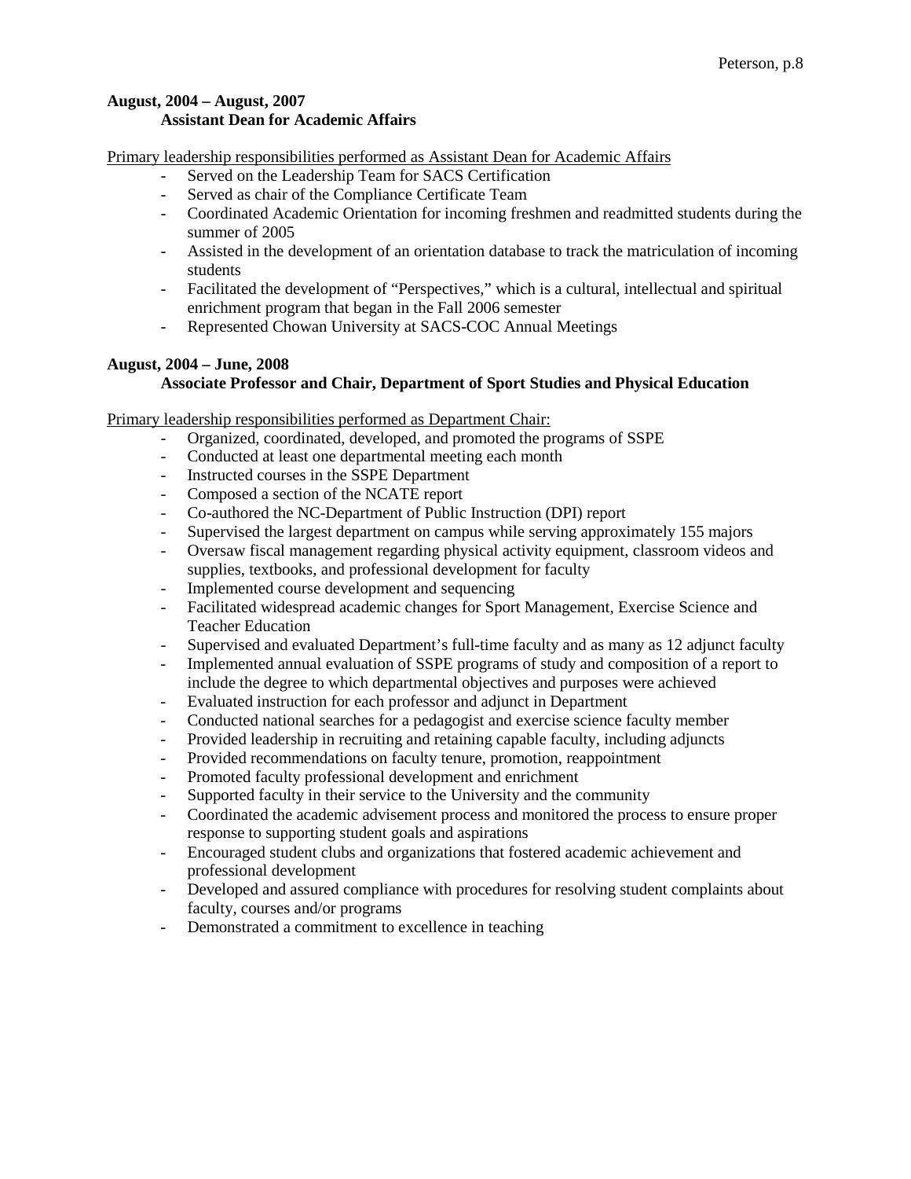**August, 2004 – August, 2007**
**Assistant Dean for Academic Affairs**

Primary leadership responsibilities performed as Assistant Dean for Academic Affairs

- Served on the Leadership Team for SACS Certification
- Served as chair of the Compliance Certificate Team
- Coordinated Academic Orientation for incoming freshmen and readmitted students during the summer of 2005
- Assisted in the development of an orientation database to track the matriculation of incoming students
- Facilitated the development of "Perspectives," which is a cultural, intellectual and spiritual enrichment program that began in the Fall 2006 semester
- Represented Chowan University at SACS-COC Annual Meetings

**August, 2004 – June, 2008**
**Associate Professor and Chair, Department of Sport Studies and Physical Education**

Primary leadership responsibilities performed as Department Chair:

- Organized, coordinated, developed, and promoted the programs of SSPE
- Conducted at least one departmental meeting each month
- Instructed courses in the SSPE Department
- Composed a section of the NCATE report
- Co-authored the NC-Department of Public Instruction (DPI) report
- Supervised the largest department on campus while serving approximately 155 majors
- Oversaw fiscal management regarding physical activity equipment, classroom videos and supplies, textbooks, and professional development for faculty
- Implemented course development and sequencing
- Facilitated widespread academic changes for Sport Management, Exercise Science and Teacher Education
- Supervised and evaluated Department's full-time faculty and as many as 12 adjunct faculty
- Implemented annual evaluation of SSPE programs of study and composition of a report to include the degree to which departmental objectives and purposes were achieved
- Evaluated instruction for each professor and adjunct in Department
- Conducted national searches for a pedagogist and exercise science faculty member
- Provided leadership in recruiting and retaining capable faculty, including adjuncts
- Provided recommendations on faculty tenure, promotion, reappointment
- Promoted faculty professional development and enrichment
- Supported faculty in their service to the University and the community
- Coordinated the academic advisement process and monitored the process to ensure proper response to supporting student goals and aspirations
- Encouraged student clubs and organizations that fostered academic achievement and professional development
- Developed and assured compliance with procedures for resolving student complaints about faculty, courses and/or programs
- Demonstrated a commitment to excellence in teaching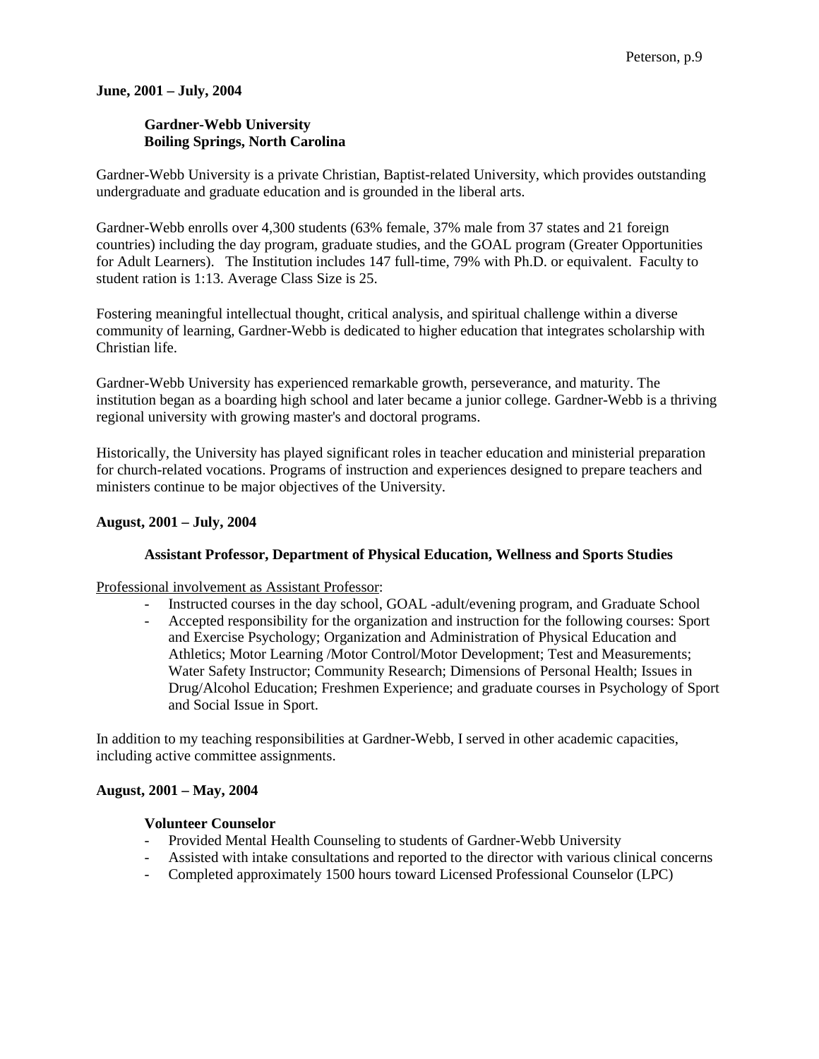**June, 2001 – July, 2004**

**Gardner-Webb University**
**Boiling Springs, North Carolina**

Gardner-Webb University is a private Christian, Baptist-related University, which provides outstanding undergraduate and graduate education and is grounded in the liberal arts.

Gardner-Webb enrolls over 4,300 students (63% female, 37% male from 37 states and 21 foreign countries) including the day program, graduate studies, and the GOAL program (Greater Opportunities for Adult Learners). The Institution includes 147 full-time, 79% with Ph.D. or equivalent. Faculty to student ration is 1:13. Average Class Size is 25.

Fostering meaningful intellectual thought, critical analysis, and spiritual challenge within a diverse community of learning, Gardner-Webb is dedicated to higher education that integrates scholarship with Christian life.

Gardner-Webb University has experienced remarkable growth, perseverance, and maturity. The institution began as a boarding high school and later became a junior college. Gardner-Webb is a thriving regional university with growing master's and doctoral programs.

Historically, the University has played significant roles in teacher education and ministerial preparation for church-related vocations. Programs of instruction and experiences designed to prepare teachers and ministers continue to be major objectives of the University.

**August, 2001 – July, 2004**

**Assistant Professor, Department of Physical Education, Wellness and Sports Studies**

Professional involvement as Assistant Professor:

- Instructed courses in the day school, GOAL -adult/evening program, and Graduate School
- Accepted responsibility for the organization and instruction for the following courses: Sport and Exercise Psychology; Organization and Administration of Physical Education and Athletics; Motor Learning /Motor Control/Motor Development; Test and Measurements; Water Safety Instructor; Community Research; Dimensions of Personal Health; Issues in Drug/Alcohol Education; Freshmen Experience; and graduate courses in Psychology of Sport and Social Issue in Sport.

In addition to my teaching responsibilities at Gardner-Webb, I served in other academic capacities, including active committee assignments.

**August, 2001 – May, 2004**

**Volunteer Counselor**

- Provided Mental Health Counseling to students of Gardner-Webb University
- Assisted with intake consultations and reported to the director with various clinical concerns
- Completed approximately 1500 hours toward Licensed Professional Counselor (LPC)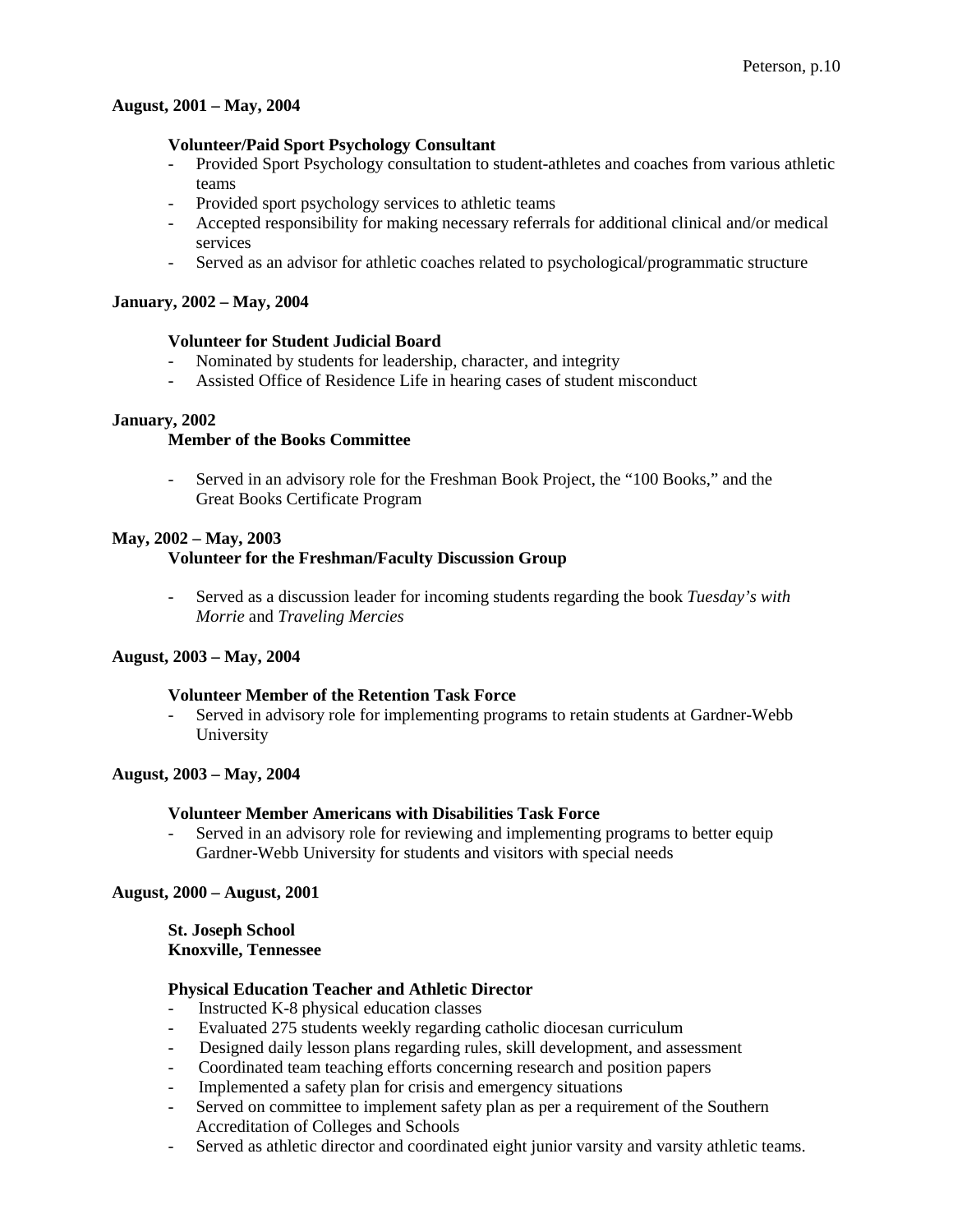**August, 2001 – May, 2004**

**Volunteer/Paid Sport Psychology Consultant**

- Provided Sport Psychology consultation to student-athletes and coaches from various athletic teams
- Provided sport psychology services to athletic teams
- Accepted responsibility for making necessary referrals for additional clinical and/or medical services
- Served as an advisor for athletic coaches related to psychological/programmatic structure

**January, 2002 – May, 2004**

**Volunteer for Student Judicial Board**

- Nominated by students for leadership, character, and integrity
- Assisted Office of Residence Life in hearing cases of student misconduct

**January, 2002**

**Member of the Books Committee**

- Served in an advisory role for the Freshman Book Project, the "100 Books," and the Great Books Certificate Program

**May, 2002 – May, 2003**

**Volunteer for the Freshman/Faculty Discussion Group**

- Served as a discussion leader for incoming students regarding the book *Tuesday's with Morrie* and *Traveling Mercies*

**August, 2003 – May, 2004**

**Volunteer Member of the Retention Task Force**

- Served in advisory role for implementing programs to retain students at Gardner-Webb University

**August, 2003 – May, 2004**

**Volunteer Member Americans with Disabilities Task Force**

- Served in an advisory role for reviewing and implementing programs to better equip Gardner-Webb University for students and visitors with special needs

**August, 2000 – August, 2001**

**St. Joseph School**
**Knoxville, Tennessee**

**Physical Education Teacher and Athletic Director**

- Instructed K-8 physical education classes
- Evaluated 275 students weekly regarding catholic diocesan curriculum
- Designed daily lesson plans regarding rules, skill development, and assessment
- Coordinated team teaching efforts concerning research and position papers
- Implemented a safety plan for crisis and emergency situations
- Served on committee to implement safety plan as per a requirement of the Southern Accreditation of Colleges and Schools
- Served as athletic director and coordinated eight junior varsity and varsity athletic teams.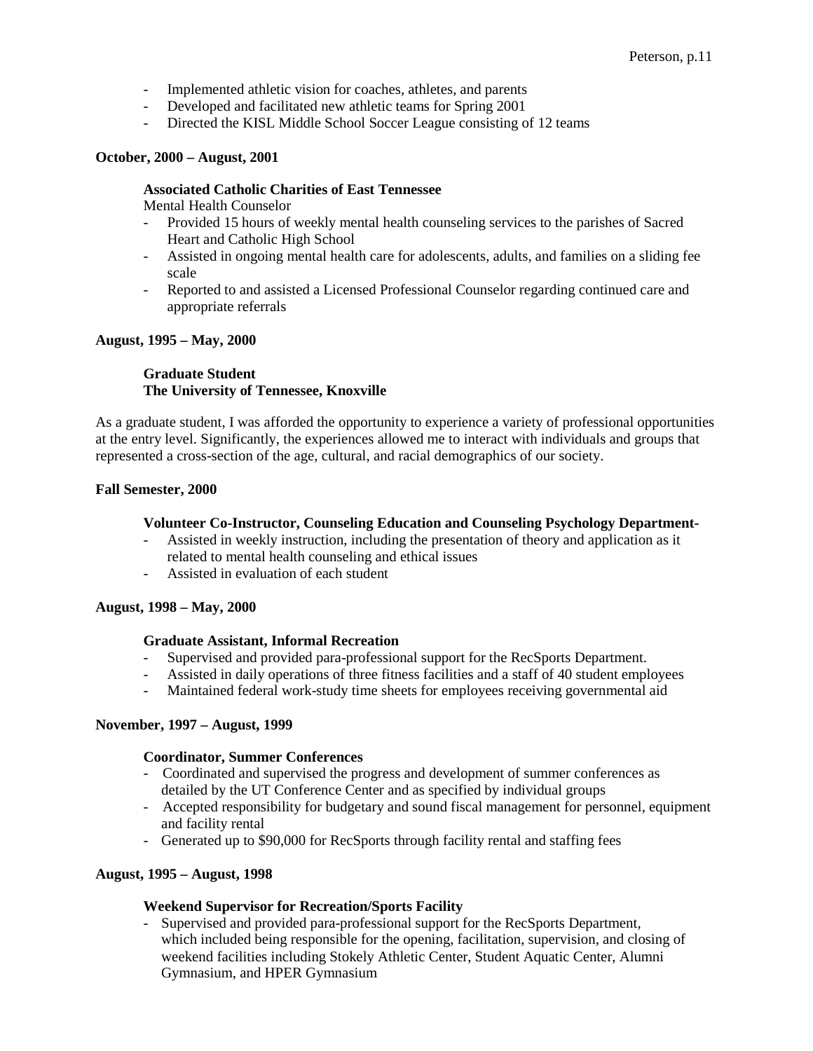- Implemented athletic vision for coaches, athletes, and parents
- Developed and facilitated new athletic teams for Spring 2001
- Directed the KISL Middle School Soccer League consisting of 12 teams

**October, 2000 – August, 2001**

**Associated Catholic Charities of East Tennessee**
Mental Health Counselor

- Provided 15 hours of weekly mental health counseling services to the parishes of Sacred Heart and Catholic High School
- Assisted in ongoing mental health care for adolescents, adults, and families on a sliding fee scale
- Reported to and assisted a Licensed Professional Counselor regarding continued care and appropriate referrals

**August, 1995 – May, 2000**

**Graduate Student**
**The University of Tennessee, Knoxville**

As a graduate student, I was afforded the opportunity to experience a variety of professional opportunities at the entry level. Significantly, the experiences allowed me to interact with individuals and groups that represented a cross-section of the age, cultural, and racial demographics of our society.

**Fall Semester, 2000**

**Volunteer Co-Instructor, Counseling Education and Counseling Psychology Department-**

- Assisted in weekly instruction, including the presentation of theory and application as it related to mental health counseling and ethical issues
- Assisted in evaluation of each student

**August, 1998 – May, 2000**

**Graduate Assistant, Informal Recreation**

- Supervised and provided para-professional support for the RecSports Department.
- Assisted in daily operations of three fitness facilities and a staff of 40 student employees
- Maintained federal work-study time sheets for employees receiving governmental aid

**November, 1997 – August, 1999**

**Coordinator, Summer Conferences**

- Coordinated and supervised the progress and development of summer conferences as detailed by the UT Conference Center and as specified by individual groups
- Accepted responsibility for budgetary and sound fiscal management for personnel, equipment and facility rental
- Generated up to $90,000 for RecSports through facility rental and staffing fees

**August, 1995 – August, 1998**

**Weekend Supervisor for Recreation/Sports Facility**

- Supervised and provided para-professional support for the RecSports Department, which included being responsible for the opening, facilitation, supervision, and closing of weekend facilities including Stokely Athletic Center, Student Aquatic Center, Alumni Gymnasium, and HPER Gymnasium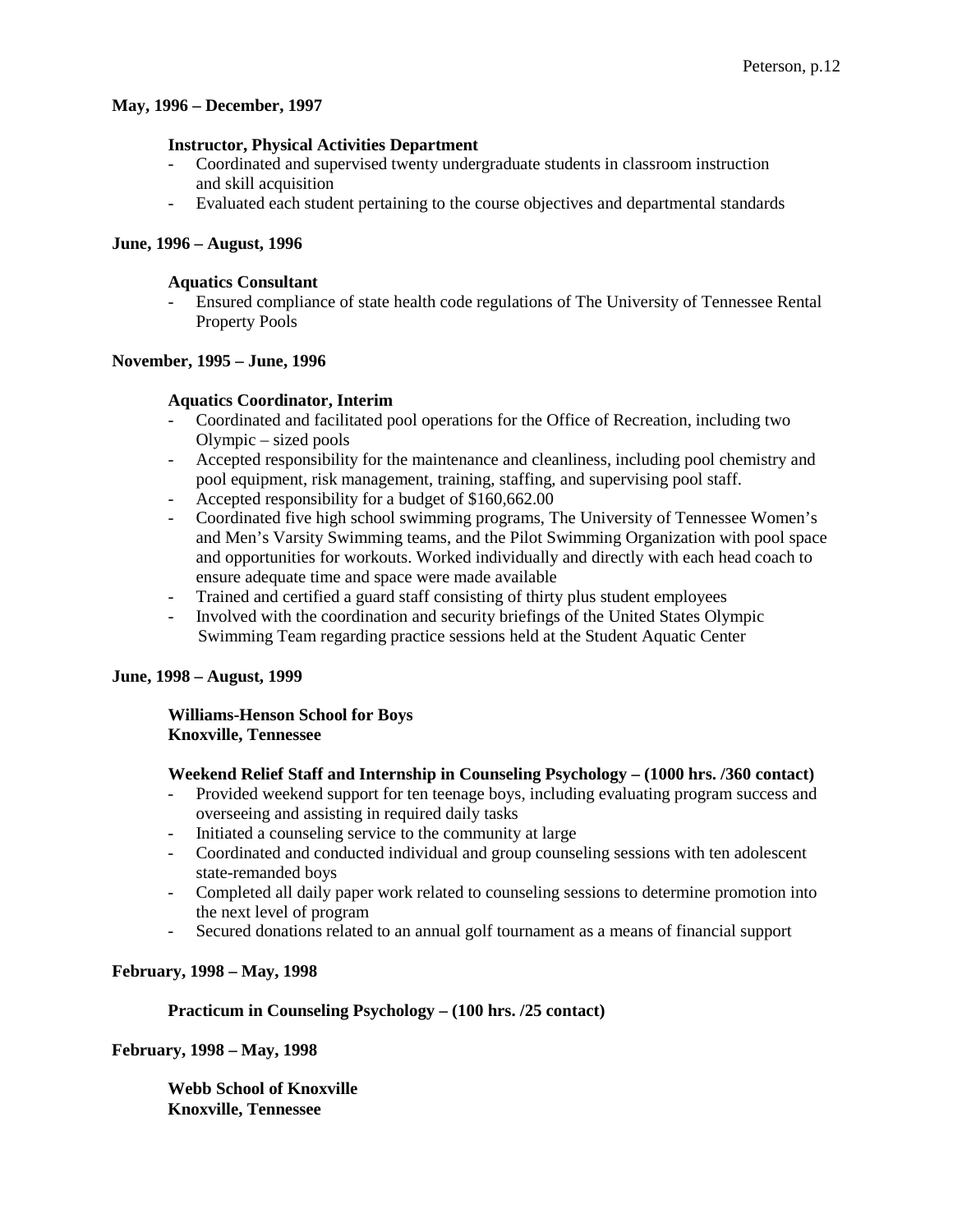**May, 1996 – December, 1997**

**Instructor, Physical Activities Department**

- Coordinated and supervised twenty undergraduate students in classroom instruction and skill acquisition
- Evaluated each student pertaining to the course objectives and departmental standards

**June, 1996 – August, 1996**

**Aquatics Consultant**

- Ensured compliance of state health code regulations of The University of Tennessee Rental Property Pools

**November, 1995 – June, 1996**

**Aquatics Coordinator, Interim**

- Coordinated and facilitated pool operations for the Office of Recreation, including two Olympic – sized pools
- Accepted responsibility for the maintenance and cleanliness, including pool chemistry and pool equipment, risk management, training, staffing, and supervising pool staff.
- Accepted responsibility for a budget of $160,662.00
- Coordinated five high school swimming programs, The University of Tennessee Women's and Men's Varsity Swimming teams, and the Pilot Swimming Organization with pool space and opportunities for workouts. Worked individually and directly with each head coach to ensure adequate time and space were made available
- Trained and certified a guard staff consisting of thirty plus student employees
- Involved with the coordination and security briefings of the United States Olympic Swimming Team regarding practice sessions held at the Student Aquatic Center

**June, 1998 – August, 1999**

**Williams-Henson School for Boys**
**Knoxville, Tennessee**

**Weekend Relief Staff and Internship in Counseling Psychology – (1000 hrs. /360 contact)**

- Provided weekend support for ten teenage boys, including evaluating program success and overseeing and assisting in required daily tasks
- Initiated a counseling service to the community at large
- Coordinated and conducted individual and group counseling sessions with ten adolescent state-remanded boys
- Completed all daily paper work related to counseling sessions to determine promotion into the next level of program
- Secured donations related to an annual golf tournament as a means of financial support

**February, 1998 – May, 1998**

**Practicum in Counseling Psychology – (100 hrs. /25 contact)**

**February, 1998 – May, 1998**

**Webb School of Knoxville**
**Knoxville, Tennessee**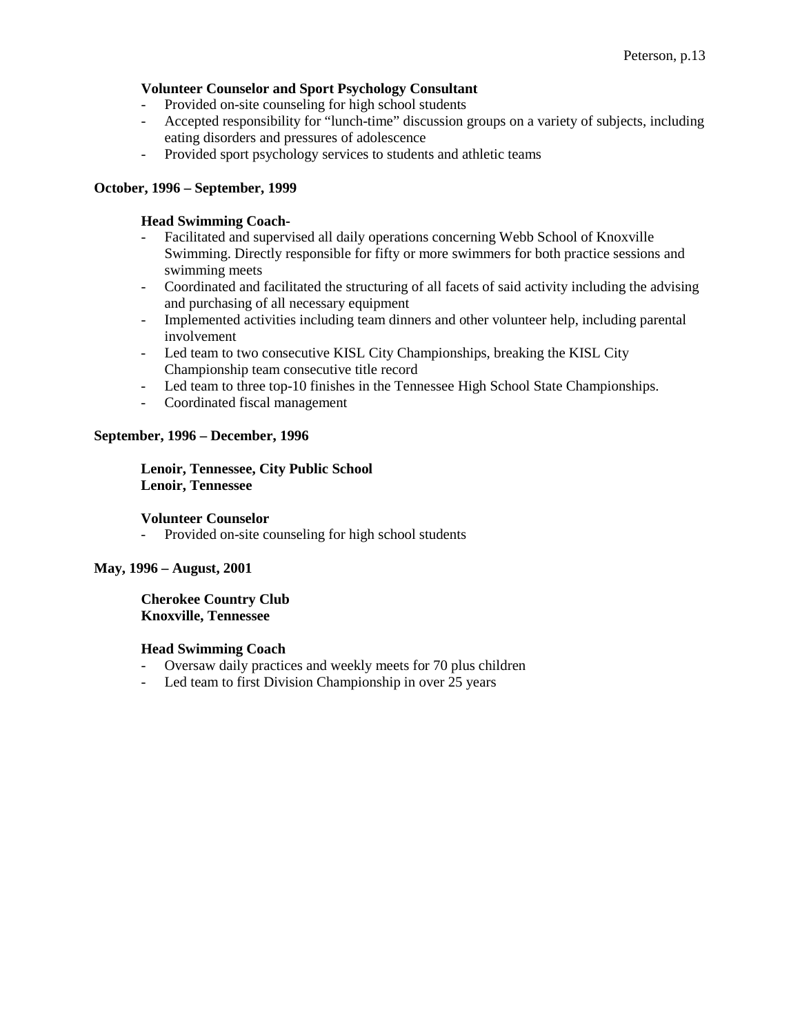**Volunteer Counselor and Sport Psychology Consultant**

- Provided on-site counseling for high school students
- Accepted responsibility for "lunch-time" discussion groups on a variety of subjects, including eating disorders and pressures of adolescence
- Provided sport psychology services to students and athletic teams

**October, 1996 – September, 1999**

**Head Swimming Coach-**

- Facilitated and supervised all daily operations concerning Webb School of Knoxville Swimming. Directly responsible for fifty or more swimmers for both practice sessions and swimming meets
- Coordinated and facilitated the structuring of all facets of said activity including the advising and purchasing of all necessary equipment
- Implemented activities including team dinners and other volunteer help, including parental involvement
- Led team to two consecutive KISL City Championships, breaking the KISL City Championship team consecutive title record
- Led team to three top-10 finishes in the Tennessee High School State Championships.
- Coordinated fiscal management

**September, 1996 – December, 1996**

**Lenoir, Tennessee, City Public School**
**Lenoir, Tennessee**

**Volunteer Counselor**

- Provided on-site counseling for high school students

**May, 1996 – August, 2001**

**Cherokee Country Club**
**Knoxville, Tennessee**

**Head Swimming Coach**

- Oversaw daily practices and weekly meets for 70 plus children
- Led team to first Division Championship in over 25 years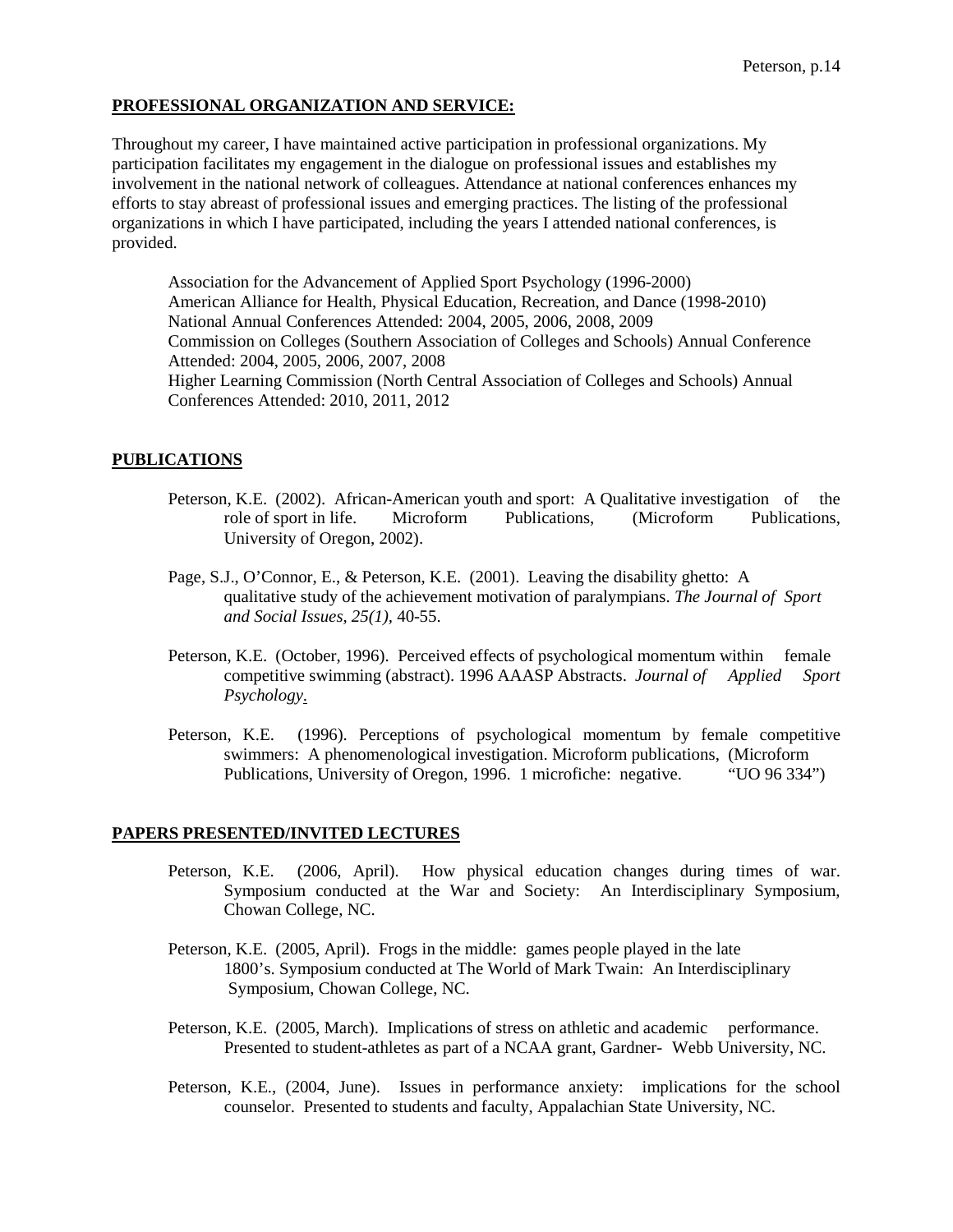**PROFESSIONAL ORGANIZATION AND SERVICE:**

Throughout my career, I have maintained active participation in professional organizations. My participation facilitates my engagement in the dialogue on professional issues and establishes my involvement in the national network of colleagues. Attendance at national conferences enhances my efforts to stay abreast of professional issues and emerging practices. The listing of the professional organizations in which I have participated, including the years I attended national conferences, is provided.

Association for the Advancement of Applied Sport Psychology (1996-2000)
American Alliance for Health, Physical Education, Recreation, and Dance (1998-2010)
National Annual Conferences Attended: 2004, 2005, 2006, 2008, 2009
Commission on Colleges (Southern Association of Colleges and Schools) Annual Conference Attended: 2004, 2005, 2006, 2007, 2008
Higher Learning Commission (North Central Association of Colleges and Schools) Annual Conferences Attended: 2010, 2011, 2012

**PUBLICATIONS**

Peterson, K.E. (2002). African-American youth and sport: A Qualitative investigation of the role of sport in life. Microform Publications, (Microform Publications, University of Oregon, 2002).

Page, S.J., O'Connor, E., & Peterson, K.E. (2001). Leaving the disability ghetto: A qualitative study of the achievement motivation of paralympians. *The Journal of Sport and Social Issues, 25(1)*, 40-55.

Peterson, K.E. (October, 1996). Perceived effects of psychological momentum within female competitive swimming (abstract). 1996 AAASP Abstracts. *Journal of Applied Sport Psychology*.

Peterson, K.E. (1996). Perceptions of psychological momentum by female competitive swimmers: A phenomenological investigation. Microform publications, (Microform Publications, University of Oregon, 1996. 1 microfiche: negative. "UO 96 334")

**PAPERS PRESENTED/INVITED LECTURES**

Peterson, K.E. (2006, April). How physical education changes during times of war. Symposium conducted at the War and Society: An Interdisciplinary Symposium, Chowan College, NC.

Peterson, K.E. (2005, April). Frogs in the middle: games people played in the late 1800's. Symposium conducted at The World of Mark Twain: An Interdisciplinary Symposium, Chowan College, NC.

Peterson, K.E. (2005, March). Implications of stress on athletic and academic performance. Presented to student-athletes as part of a NCAA grant, Gardner- Webb University, NC.

Peterson, K.E., (2004, June). Issues in performance anxiety: implications for the school counselor. Presented to students and faculty, Appalachian State University, NC.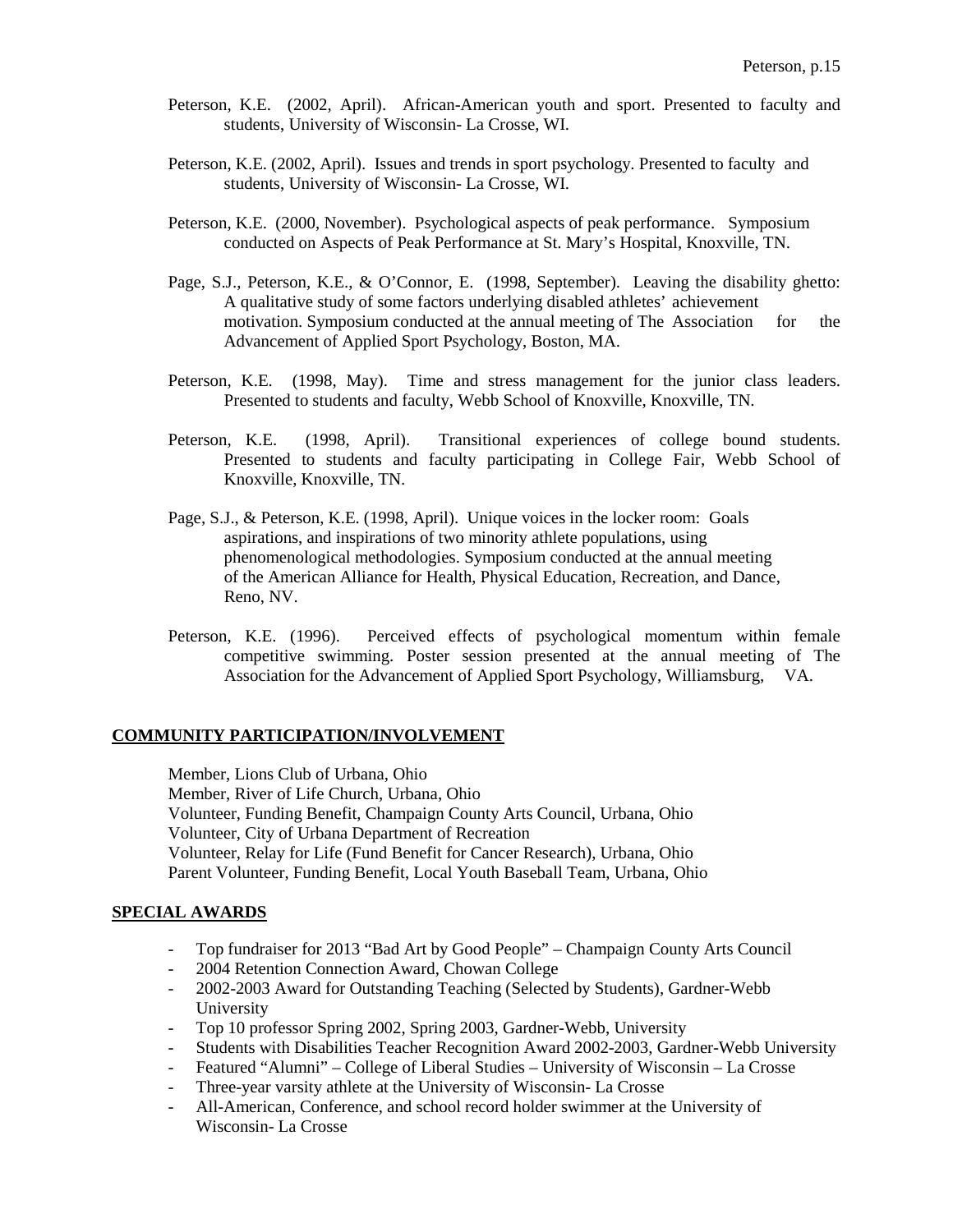Peterson, K.E. (2002, April). African-American youth and sport. Presented to faculty and students, University of Wisconsin- La Crosse, WI.

Peterson, K.E. (2002, April). Issues and trends in sport psychology. Presented to faculty and students, University of Wisconsin- La Crosse, WI.

Peterson, K.E. (2000, November). Psychological aspects of peak performance. Symposium conducted on Aspects of Peak Performance at St. Mary's Hospital, Knoxville, TN.

Page, S.J., Peterson, K.E., & O'Connor, E. (1998, September). Leaving the disability ghetto: A qualitative study of some factors underlying disabled athletes' achievement motivation. Symposium conducted at the annual meeting of The Association for the Advancement of Applied Sport Psychology, Boston, MA.

Peterson, K.E. (1998, May). Time and stress management for the junior class leaders. Presented to students and faculty, Webb School of Knoxville, Knoxville, TN.

Peterson, K.E. (1998, April). Transitional experiences of college bound students. Presented to students and faculty participating in College Fair, Webb School of Knoxville, Knoxville, TN.

Page, S.J., & Peterson, K.E. (1998, April). Unique voices in the locker room: Goals aspirations, and inspirations of two minority athlete populations, using phenomenological methodologies. Symposium conducted at the annual meeting of the American Alliance for Health, Physical Education, Recreation, and Dance, Reno, NV.

Peterson, K.E. (1996). Perceived effects of psychological momentum within female competitive swimming. Poster session presented at the annual meeting of The Association for the Advancement of Applied Sport Psychology, Williamsburg, VA.

## COMMUNITY PARTICIPATION/INVOLVEMENT

Member, Lions Club of Urbana, Ohio
Member, River of Life Church, Urbana, Ohio
Volunteer, Funding Benefit, Champaign County Arts Council, Urbana, Ohio
Volunteer, City of Urbana Department of Recreation
Volunteer, Relay for Life (Fund Benefit for Cancer Research), Urbana, Ohio
Parent Volunteer, Funding Benefit, Local Youth Baseball Team, Urbana, Ohio

## SPECIAL AWARDS

- Top fundraiser for 2013 "Bad Art by Good People" – Champaign County Arts Council
- 2004 Retention Connection Award, Chowan College
- 2002-2003 Award for Outstanding Teaching (Selected by Students), Gardner-Webb University
- Top 10 professor Spring 2002, Spring 2003, Gardner-Webb, University
- Students with Disabilities Teacher Recognition Award 2002-2003, Gardner-Webb University
- Featured "Alumni" – College of Liberal Studies – University of Wisconsin – La Crosse
- Three-year varsity athlete at the University of Wisconsin- La Crosse
- All-American, Conference, and school record holder swimmer at the University of Wisconsin- La Crosse